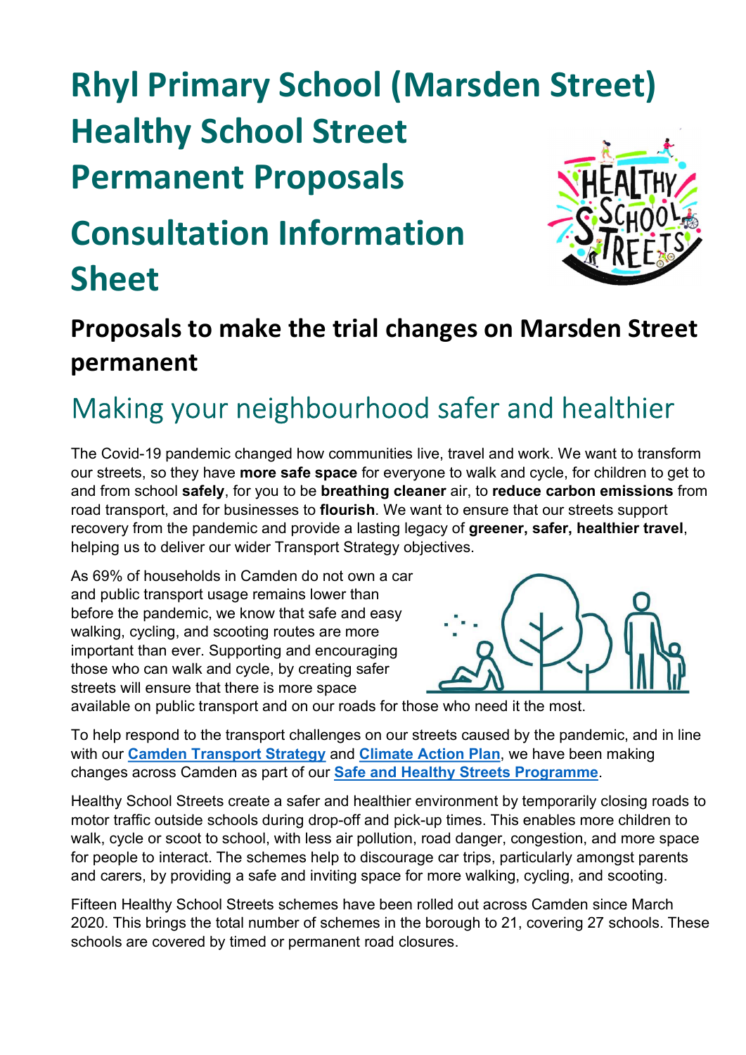# Rhyl Primary School (Marsden Street) Healthy School Street Permanent Proposals

# Consultation Information Sheet

## Proposals to make the trial changes on Marsden Street permanent

## Making your neighbourhood safer and healthier

The Covid-19 pandemic changed how communities live, travel and work. We want to transform our streets, so they have **more safe space** for everyone to walk and cycle, for children to get to and from school **safely**, for you to be **breathing cleaner** air, to **reduce carbon emissions** from road transport, and for businesses to **flourish**. We want to ensure that our streets support recovery from the pandemic and provide a lasting legacy of **greener, safer, healthier travel**, helping us to deliver our wider Transport Strategy objectives.

As 69% of households in Camden do not own a car and public transport usage remains lower than before the pandemic, we know that safe and easy walking, cycling, and scooting routes are more important than ever. Supporting and encouraging those who can walk and cycle, by creating safer streets will ensure that there is more space available on public transport and on our roads for those who need it the most.

To help respond to the transport challenges on our streets caused by the pandemic, and in line with our [Camden Transport Strategy] and [Climate Action Plan], we have been making changes across Camden as part of our [Safe and Healthy Streets Programme].

Healthy School Streets create a safer and healthier environment by temporarily closing roads to motor traffic outside schools during drop-off and pick-up times. This enables more children to walk, cycle or scoot to school, with less air pollution, road danger, congestion, and more space for people to interact. The schemes help to discourage car trips, particularly amongst parents and carers, by providing a safe and inviting space for more walking, cycling, and scooting.

Fifteen Healthy School Streets schemes have been rolled out across Camden since March 2020. This brings the total number of schemes in the borough to 21, covering 27 schools. These schools are covered by timed or permanent road closures.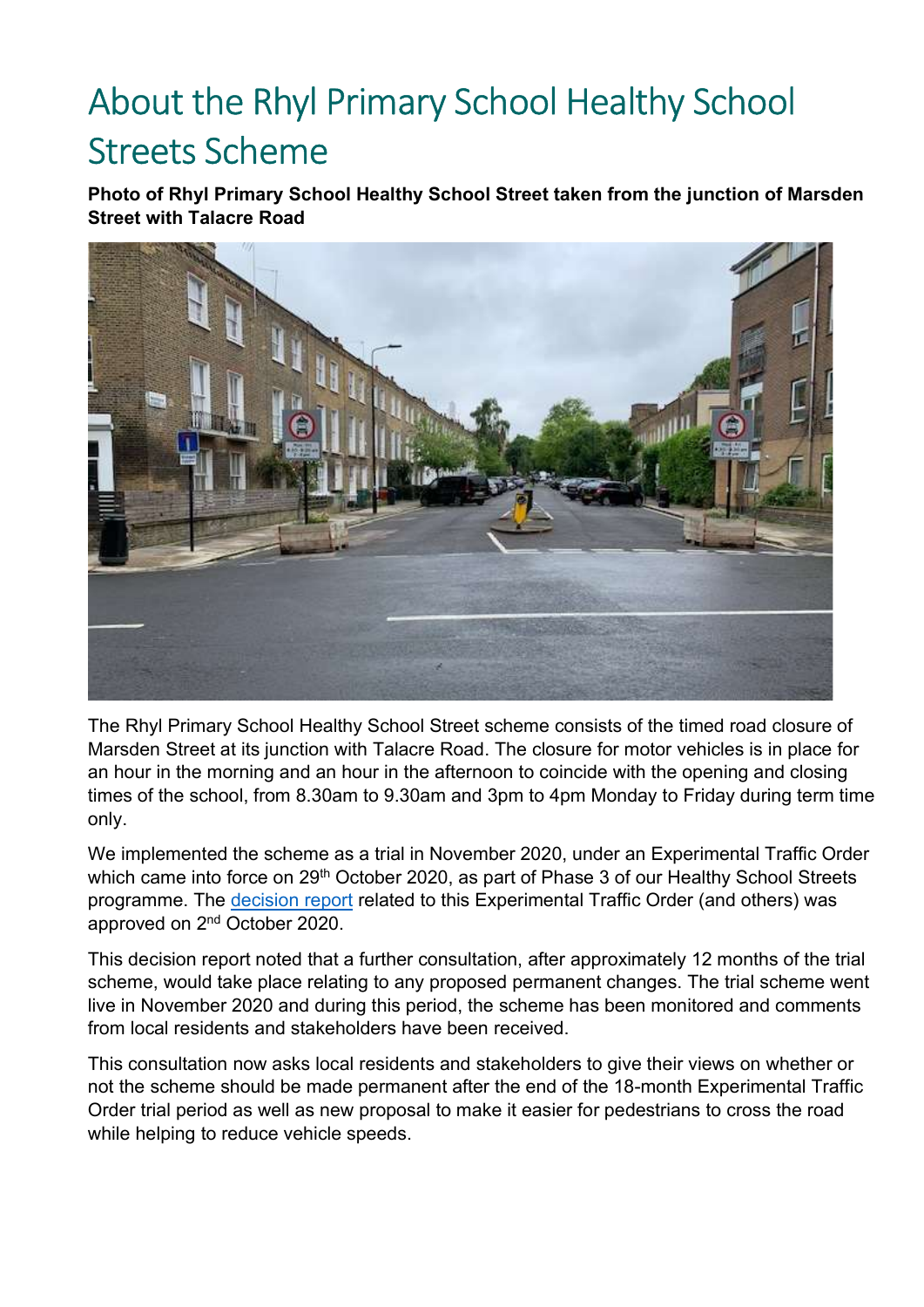# About the Rhyl Primary School Healthy School Streets Scheme

**Photo of Rhyl Primary School Healthy School Street taken from the junction of Marsden Street with Talacre Road**

The Rhyl Primary School Healthy School Street scheme consists of the timed road closure of Marsden Street at its junction with Talacre Road. The closure for motor vehicles is in place for an hour in the morning and an hour in the afternoon to coincide with the opening and closing times of the school, from 8.30am to 9.30am and 3pm to 4pm Monday to Friday during term time only.

We implemented the scheme as a trial in November 2020, under an Experimental Traffic Order which came into force on 29th October 2020, as part of Phase 3 of our Healthy School Streets programme. The decision report related to this Experimental Traffic Order (and others) was approved on 2nd October 2020.

This decision report noted that a further consultation, after approximately 12 months of the trial scheme, would take place relating to any proposed permanent changes. The trial scheme went live in November 2020 and during this period, the scheme has been monitored and comments from local residents and stakeholders have been received.

This consultation now asks local residents and stakeholders to give their views on whether or not the scheme should be made permanent after the end of the 18-month Experimental Traffic Order trial period as well as new proposal to make it easier for pedestrians to cross the road while helping to reduce vehicle speeds.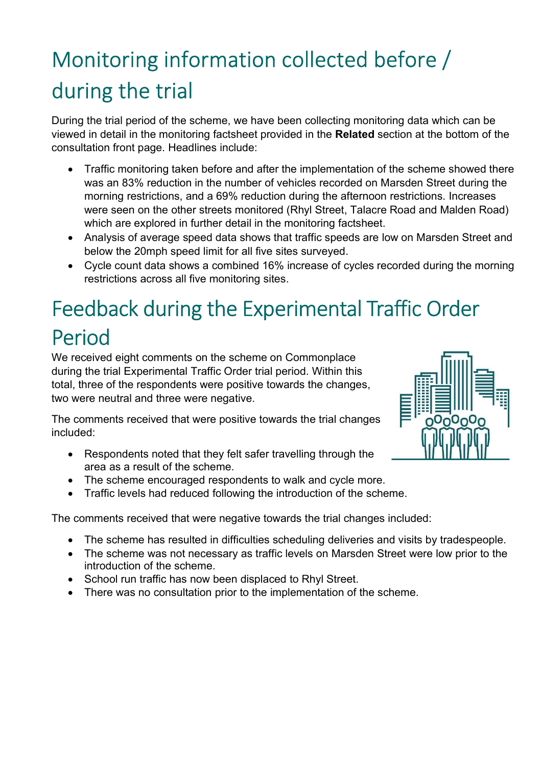# Monitoring information collected before / during the trial

During the trial period of the scheme, we have been collecting monitoring data which can be viewed in detail in the monitoring factsheet provided in the **Related** section at the bottom of the consultation front page. Headlines include:

- Traffic monitoring taken before and after the implementation of the scheme showed there was an 83% reduction in the number of vehicles recorded on Marsden Street during the morning restrictions, and a 69% reduction during the afternoon restrictions. Increases were seen on the other streets monitored (Rhyl Street, Talacre Road and Malden Road) which are explored in further detail in the monitoring factsheet.
- Analysis of average speed data shows that traffic speeds are low on Marsden Street and below the 20mph speed limit for all five sites surveyed.
- Cycle count data shows a combined 16% increase of cycles recorded during the morning restrictions across all five monitoring sites.

# Feedback during the Experimental Traffic Order Period

We received eight comments on the scheme on Commonplace during the trial Experimental Traffic Order trial period. Within this total, three of the respondents were positive towards the changes, two were neutral and three were negative.

The comments received that were positive towards the trial changes included:

- Respondents noted that they felt safer travelling through the area as a result of the scheme.
- The scheme encouraged respondents to walk and cycle more.
- Traffic levels had reduced following the introduction of the scheme.

The comments received that were negative towards the trial changes included:

- The scheme has resulted in difficulties scheduling deliveries and visits by tradespeople.
- The scheme was not necessary as traffic levels on Marsden Street were low prior to the introduction of the scheme.
- School run traffic has now been displaced to Rhyl Street.
- There was no consultation prior to the implementation of the scheme.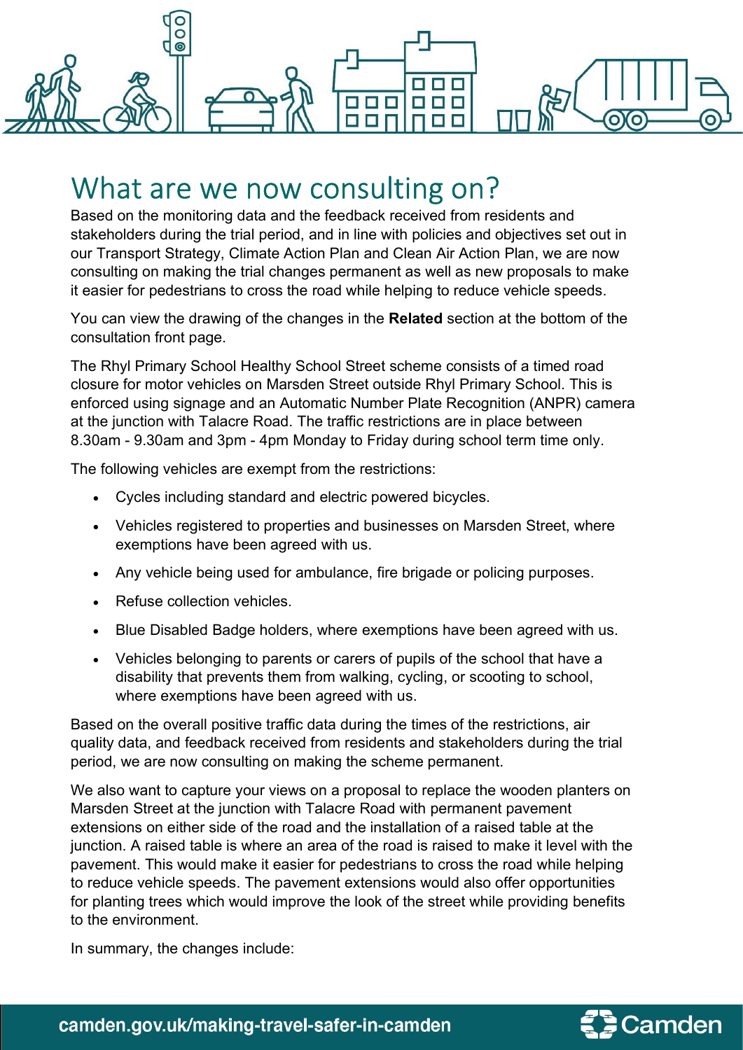# What are we now consulting on?

Based on the monitoring data and the feedback received from residents and stakeholders during the trial period, and in line with policies and objectives set out in our Transport Strategy, Climate Action Plan and Clean Air Action Plan, we are now consulting on making the trial changes permanent as well as new proposals to make it easier for pedestrians to cross the road while helping to reduce vehicle speeds.

You can view the drawing of the changes in the **Related** section at the bottom of the consultation front page.

The Rhyl Primary School Healthy School Street scheme consists of a timed road closure for motor vehicles on Marsden Street outside Rhyl Primary School. This is enforced using signage and an Automatic Number Plate Recognition (ANPR) camera at the junction with Talacre Road. The traffic restrictions are in place between 8.30am - 9.30am and 3pm - 4pm Monday to Friday during school term time only.

The following vehicles are exempt from the restrictions:

- Cycles including standard and electric powered bicycles.
- Vehicles registered to properties and businesses on Marsden Street, where exemptions have been agreed with us.
- Any vehicle being used for ambulance, fire brigade or policing purposes.
- Refuse collection vehicles.
- Blue Disabled Badge holders, where exemptions have been agreed with us.
- Vehicles belonging to parents or carers of pupils of the school that have a disability that prevents them from walking, cycling, or scooting to school, where exemptions have been agreed with us.

Based on the overall positive traffic data during the times of the restrictions, air quality data, and feedback received from residents and stakeholders during the trial period, we are now consulting on making the scheme permanent.

We also want to capture your views on a proposal to replace the wooden planters on Marsden Street at the junction with Talacre Road with permanent pavement extensions on either side of the road and the installation of a raised table at the junction. A raised table is where an area of the road is raised to make it level with the pavement. This would make it easier for pedestrians to cross the road while helping to reduce vehicle speeds. The pavement extensions would also offer opportunities for planting trees which would improve the look of the street while providing benefits to the environment.

In summary, the changes include: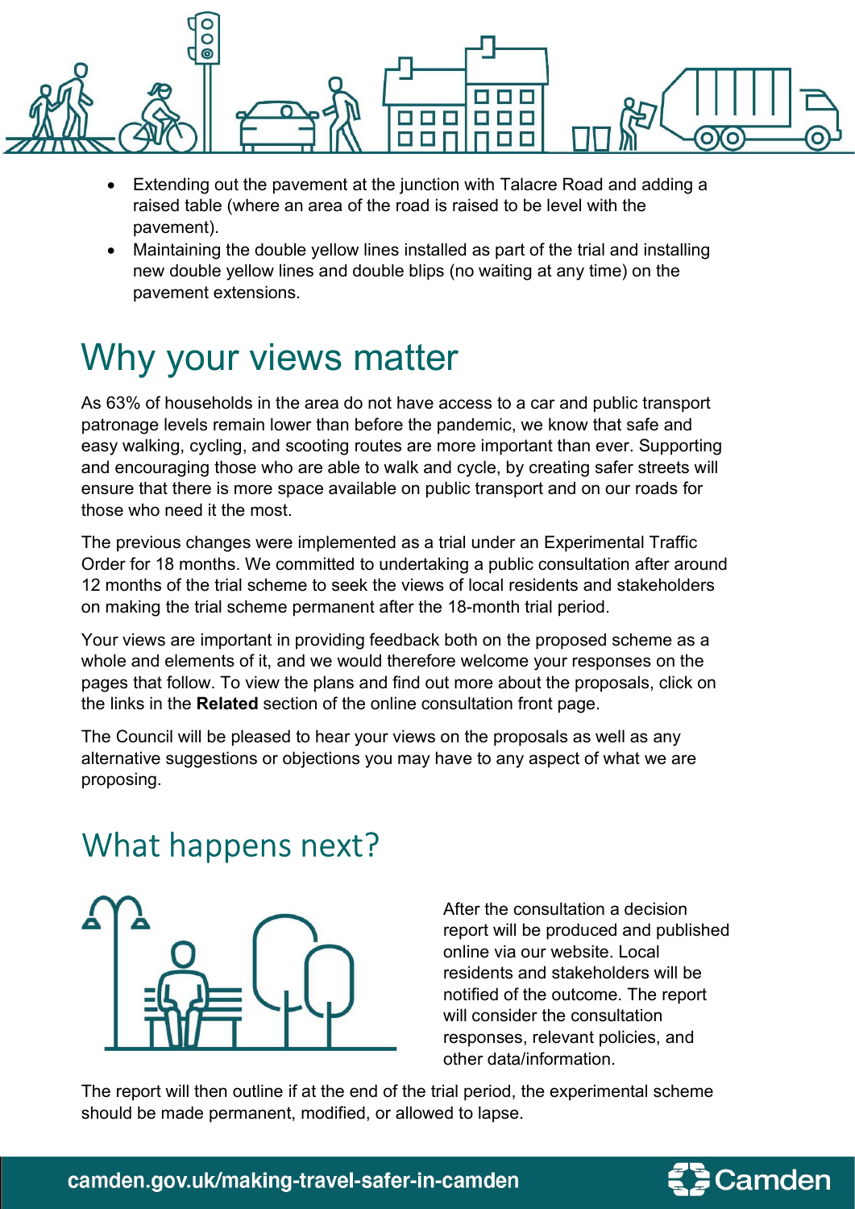- Extending out the pavement at the junction with Talacre Road and adding a raised table (where an area of the road is raised to be level with the pavement).
- Maintaining the double yellow lines installed as part of the trial and installing new double yellow lines and double blips (no waiting at any time) on the pavement extensions.

# Why your views matter

As 63% of households in the area do not have access to a car and public transport patronage levels remain lower than before the pandemic, we know that safe and easy walking, cycling, and scooting routes are more important than ever. Supporting and encouraging those who are able to walk and cycle, by creating safer streets will ensure that there is more space available on public transport and on our roads for those who need it the most.

The previous changes were implemented as a trial under an Experimental Traffic Order for 18 months. We committed to undertaking a public consultation after around 12 months of the trial scheme to seek the views of local residents and stakeholders on making the trial scheme permanent after the 18-month trial period.

Your views are important in providing feedback both on the proposed scheme as a whole and elements of it, and we would therefore welcome your responses on the pages that follow. To view the plans and find out more about the proposals, click on the links in the **Related** section of the online consultation front page.

The Council will be pleased to hear your views on the proposals as well as any alternative suggestions or objections you may have to any aspect of what we are proposing.

## What happens next?

After the consultation a decision report will be produced and published online via our website. Local residents and stakeholders will be notified of the outcome. The report will consider the consultation responses, relevant policies, and other data/information.

The report will then outline if at the end of the trial period, the experimental scheme should be made permanent, modified, or allowed to lapse.